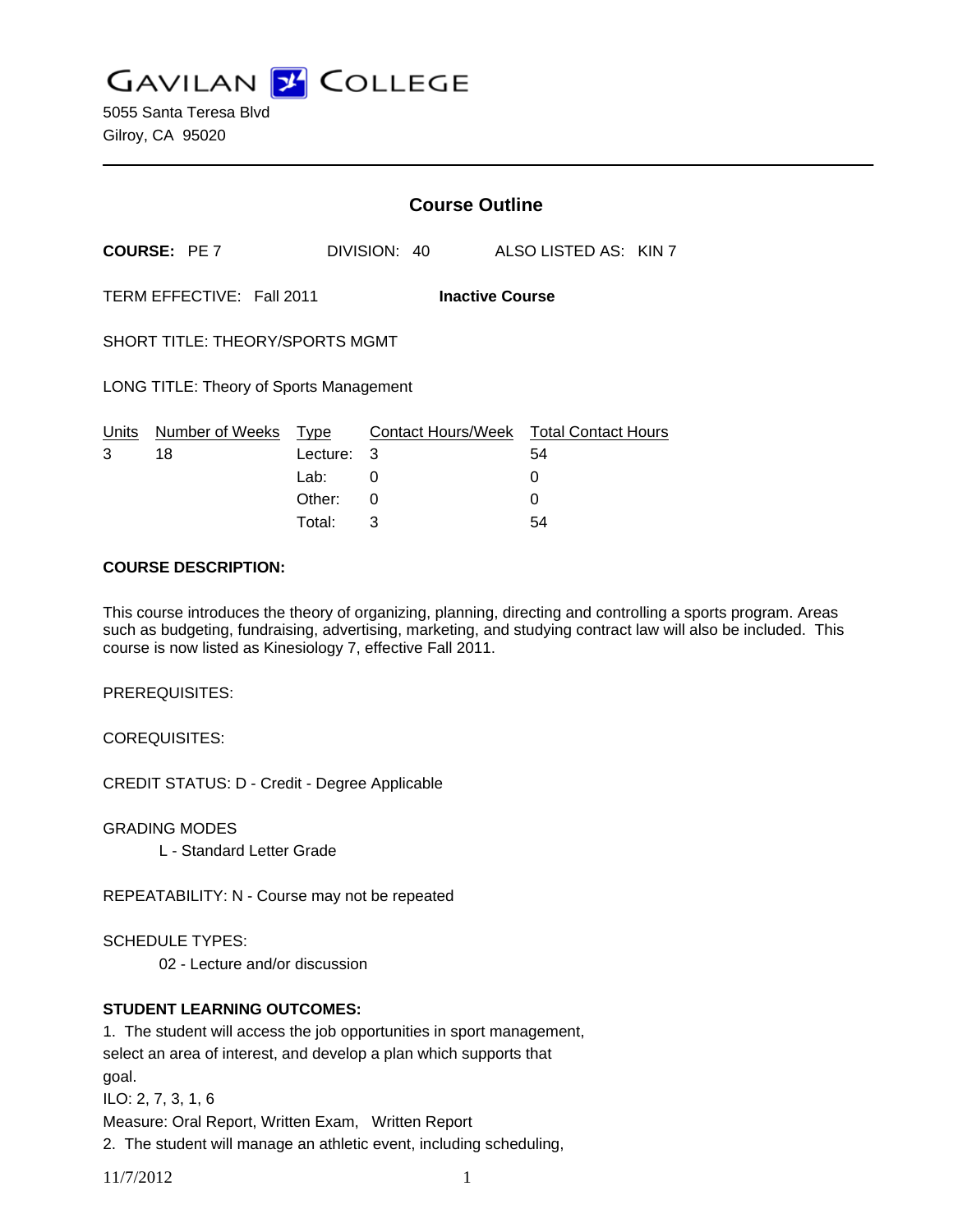# GAVILAN COLLEGE

5055 Santa Teresa Blvd
Gilroy, CA 95020

## Course Outline

**COURSE:** PE 7 DIVISION: 40 ALSO LISTED AS: KIN 7

TERM EFFECTIVE: Fall 2011 **Inactive Course**

SHORT TITLE: THEORY/SPORTS MGMT

LONG TITLE: Theory of Sports Management

| Units | Number of Weeks | Type | Contact Hours/Week | Total Contact Hours |
|---|---|---|---|---|
| 3 | 18 | Lecture: | 3 | 54 |
| | | Lab: | 0 | 0 |
| | | Other: | 0 | 0 |
| | | Total: | 3 | 54 |

**COURSE DESCRIPTION:**

This course introduces the theory of organizing, planning, directing and controlling a sports program. Areas such as budgeting, fundraising, advertising, marketing, and studying contract law will also be included. This course is now listed as Kinesiology 7, effective Fall 2011.

PREREQUISITES:

COREQUISITES:

CREDIT STATUS: D - Credit - Degree Applicable

GRADING MODES

L - Standard Letter Grade

REPEATABILITY: N - Course may not be repeated

SCHEDULE TYPES:

02 - Lecture and/or discussion

**STUDENT LEARNING OUTCOMES:**

1. The student will access the job opportunities in sport management, select an area of interest, and develop a plan which supports that goal.
ILO: 2, 7, 3, 1, 6
Measure: Oral Report, Written Exam, Written Report
2. The student will manage an athletic event, including scheduling,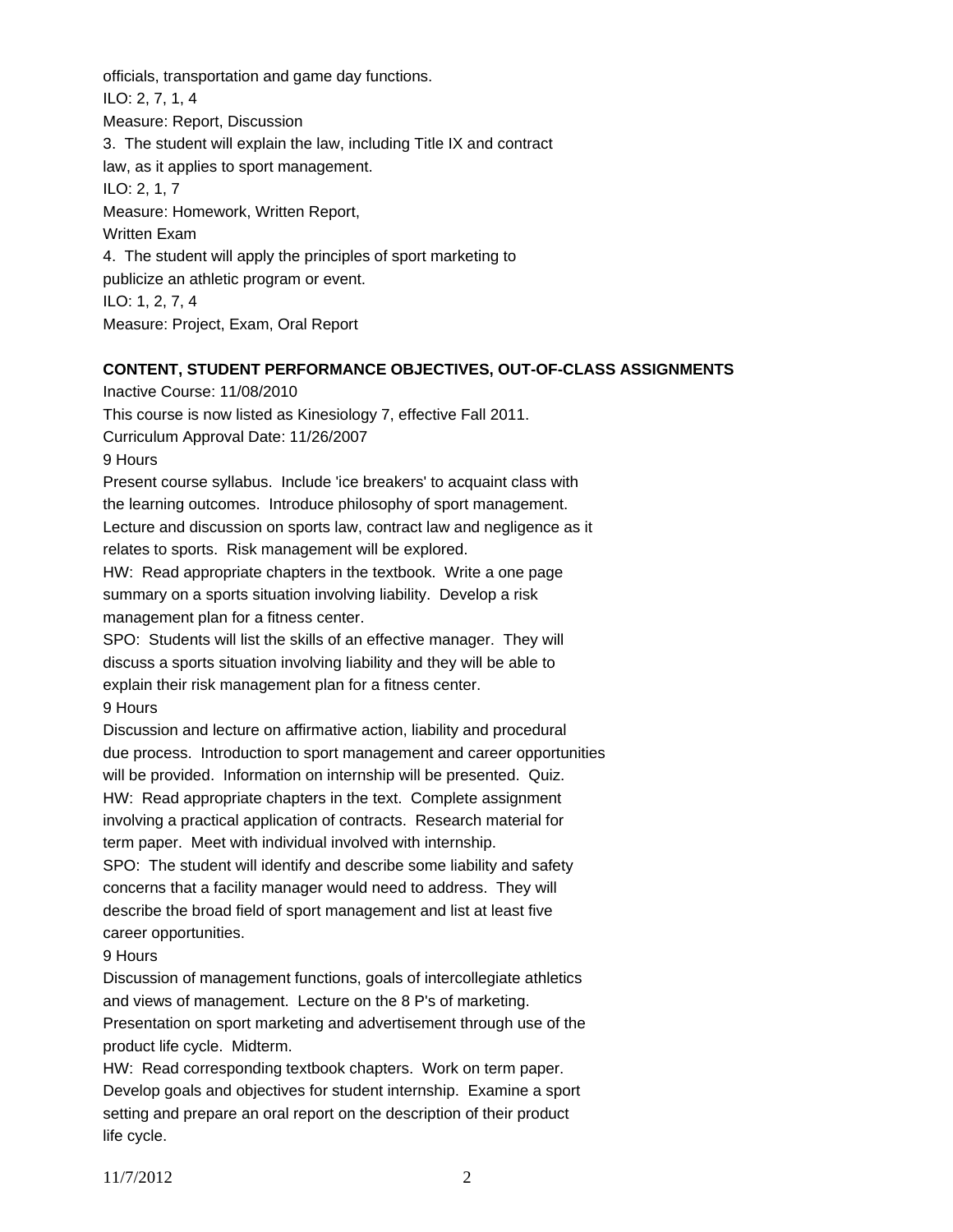officials, transportation and game day functions.
ILO: 2, 7, 1, 4
Measure: Report, Discussion
3. The student will explain the law, including Title IX and contract law, as it applies to sport management.
ILO: 2, 1, 7
Measure: Homework, Written Report, Written Exam
4. The student will apply the principles of sport marketing to publicize an athletic program or event.
ILO: 1, 2, 7, 4
Measure: Project, Exam, Oral Report

**CONTENT, STUDENT PERFORMANCE OBJECTIVES, OUT-OF-CLASS ASSIGNMENTS**

Inactive Course: 11/08/2010
This course is now listed as Kinesiology 7, effective Fall 2011.
Curriculum Approval Date: 11/26/2007

9 Hours
Present course syllabus. Include 'ice breakers' to acquaint class with the learning outcomes. Introduce philosophy of sport management. Lecture and discussion on sports law, contract law and negligence as it relates to sports. Risk management will be explored.
HW: Read appropriate chapters in the textbook. Write a one page summary on a sports situation involving liability. Develop a risk management plan for a fitness center.
SPO: Students will list the skills of an effective manager. They will discuss a sports situation involving liability and they will be able to explain their risk management plan for a fitness center.

9 Hours
Discussion and lecture on affirmative action, liability and procedural due process. Introduction to sport management and career opportunities will be provided. Information on internship will be presented. Quiz.
HW: Read appropriate chapters in the text. Complete assignment involving a practical application of contracts. Research material for term paper. Meet with individual involved with internship.
SPO: The student will identify and describe some liability and safety concerns that a facility manager would need to address. They will describe the broad field of sport management and list at least five career opportunities.

9 Hours
Discussion of management functions, goals of intercollegiate athletics and views of management. Lecture on the 8 P's of marketing. Presentation on sport marketing and advertisement through use of the product life cycle. Midterm.
HW: Read corresponding textbook chapters. Work on term paper. Develop goals and objectives for student internship. Examine a sport setting and prepare an oral report on the description of their product life cycle.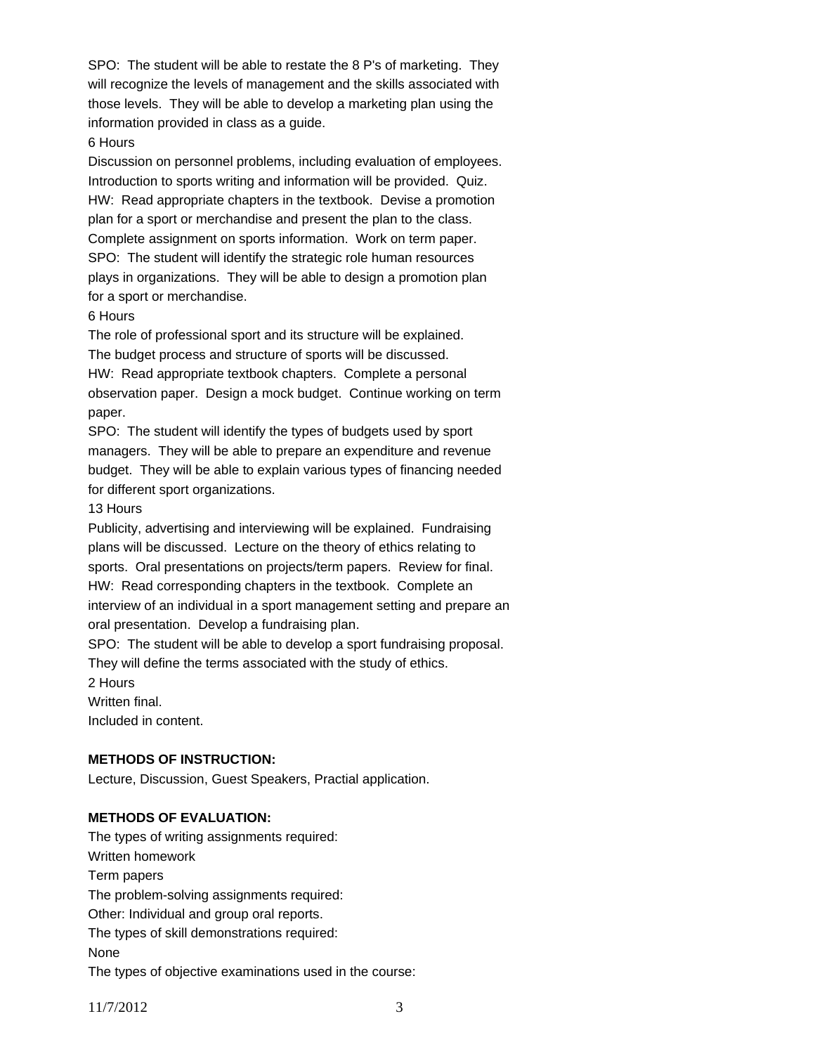SPO: The student will be able to restate the 8 P's of marketing. They will recognize the levels of management and the skills associated with those levels. They will be able to develop a marketing plan using the information provided in class as a guide.

6 Hours

Discussion on personnel problems, including evaluation of employees. Introduction to sports writing and information will be provided. Quiz.

HW: Read appropriate chapters in the textbook. Devise a promotion plan for a sport or merchandise and present the plan to the class. Complete assignment on sports information. Work on term paper.

SPO: The student will identify the strategic role human resources plays in organizations. They will be able to design a promotion plan for a sport or merchandise.

6 Hours

The role of professional sport and its structure will be explained. The budget process and structure of sports will be discussed.

HW: Read appropriate textbook chapters. Complete a personal observation paper. Design a mock budget. Continue working on term paper.

SPO: The student will identify the types of budgets used by sport managers. They will be able to prepare an expenditure and revenue budget. They will be able to explain various types of financing needed for different sport organizations.

13 Hours

Publicity, advertising and interviewing will be explained. Fundraising plans will be discussed. Lecture on the theory of ethics relating to sports. Oral presentations on projects/term papers. Review for final.

HW: Read corresponding chapters in the textbook. Complete an interview of an individual in a sport management setting and prepare an oral presentation. Develop a fundraising plan.

SPO: The student will be able to develop a sport fundraising proposal. They will define the terms associated with the study of ethics.

2 Hours

Written final.

Included in content.

**METHODS OF INSTRUCTION:**

Lecture, Discussion, Guest Speakers, Practial application.

**METHODS OF EVALUATION:**

The types of writing assignments required:

Written homework

Term papers

The problem-solving assignments required:

Other: Individual and group oral reports.

The types of skill demonstrations required:

None

The types of objective examinations used in the course: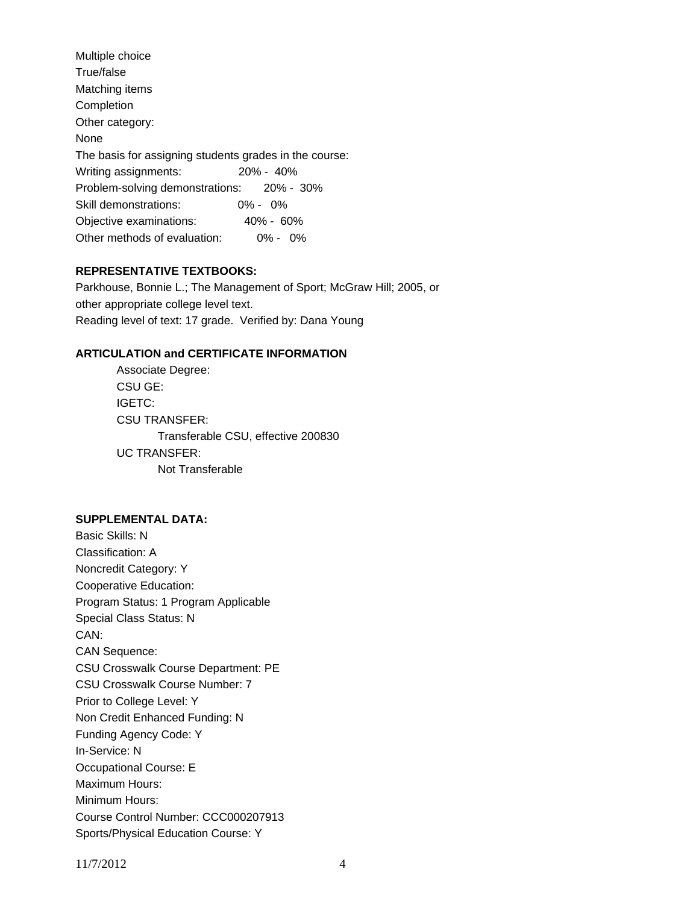Multiple choice
True/false
Matching items
Completion
Other category:
None

The basis for assigning students grades in the course:

| | |
|---|---|
| Writing assignments: | 20% - 40% |
| Problem-solving demonstrations: | 20% - 30% |
| Skill demonstrations: | 0% - 0% |
| Objective examinations: | 40% - 60% |
| Other methods of evaluation: | 0% - 0% |

**REPRESENTATIVE TEXTBOOKS:**

Parkhouse, Bonnie L.; The Management of Sport; McGraw Hill; 2005, or other appropriate college level text.
Reading level of text: 17 grade. Verified by: Dana Young

**ARTICULATION and CERTIFICATE INFORMATION**

Associate Degree:
CSU GE:
IGETC:
CSU TRANSFER:
  Transferable CSU, effective 200830
UC TRANSFER:
  Not Transferable

**SUPPLEMENTAL DATA:**

Basic Skills: N
Classification: A
Noncredit Category: Y
Cooperative Education:
Program Status: 1 Program Applicable
Special Class Status: N
CAN:
CAN Sequence:
CSU Crosswalk Course Department: PE
CSU Crosswalk Course Number: 7
Prior to College Level: Y
Non Credit Enhanced Funding: N
Funding Agency Code: Y
In-Service: N
Occupational Course: E
Maximum Hours:
Minimum Hours:
Course Control Number: CCC000207913
Sports/Physical Education Course: Y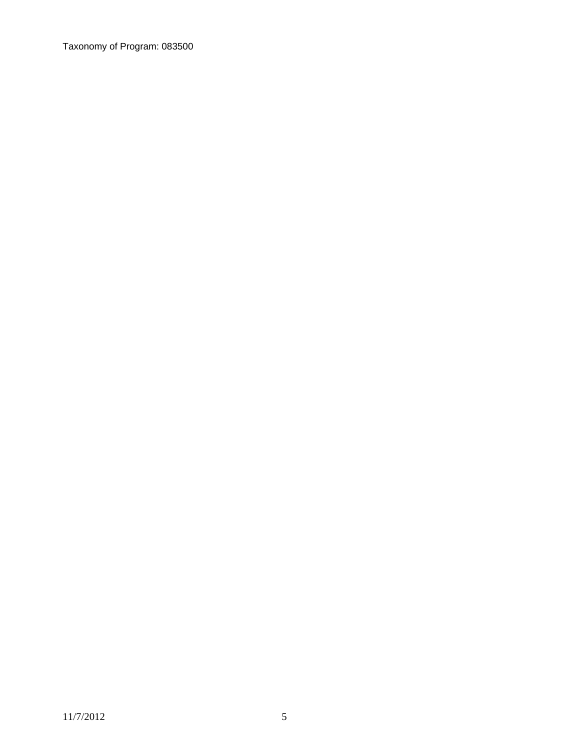Taxonomy of Program: 083500